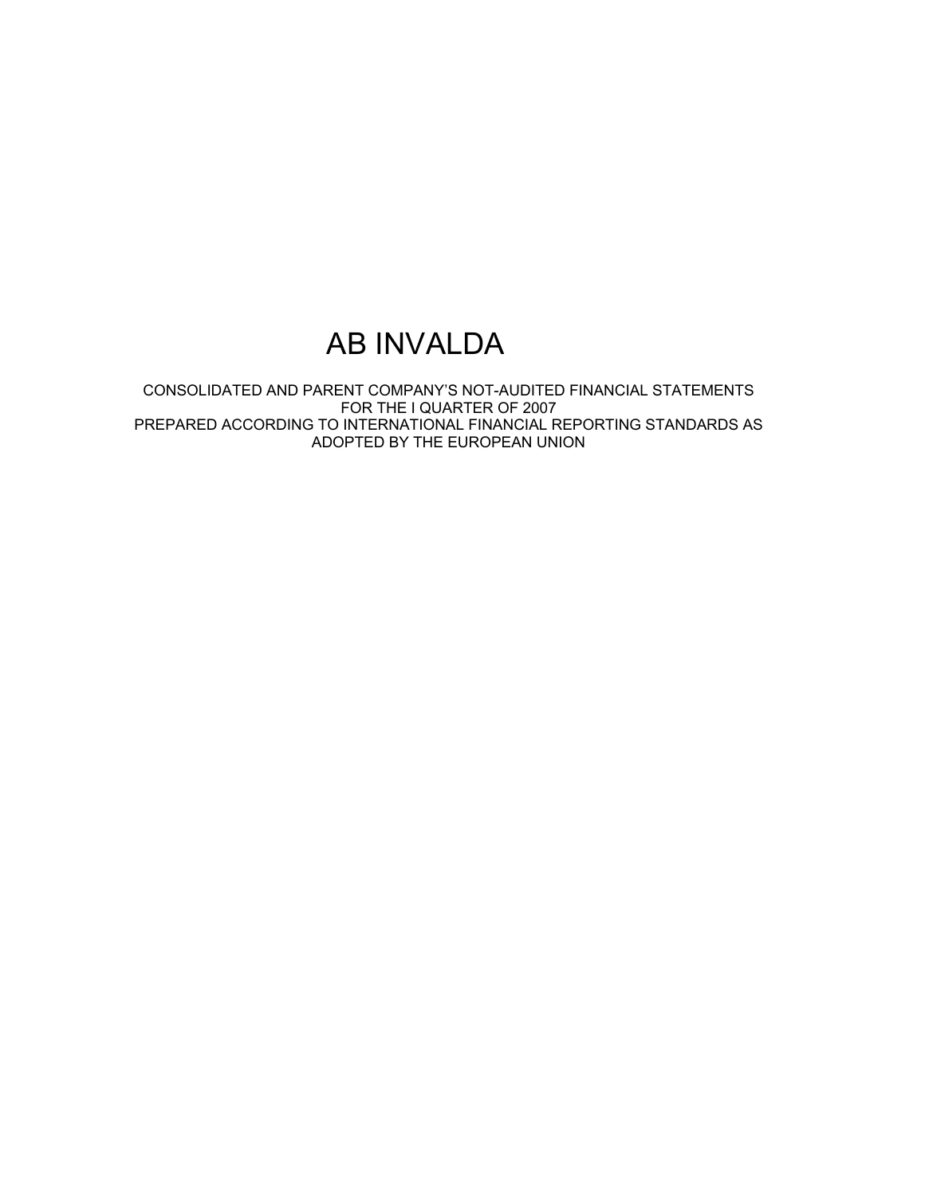# AB INVALDA

CONSOLIDATED AND PARENT COMPANY'S NOT-AUDITED FINANCIAL STATEMENTS
FOR THE I QUARTER OF 2007
PREPARED ACCORDING TO INTERNATIONAL FINANCIAL REPORTING STANDARDS AS ADOPTED BY THE EUROPEAN UNION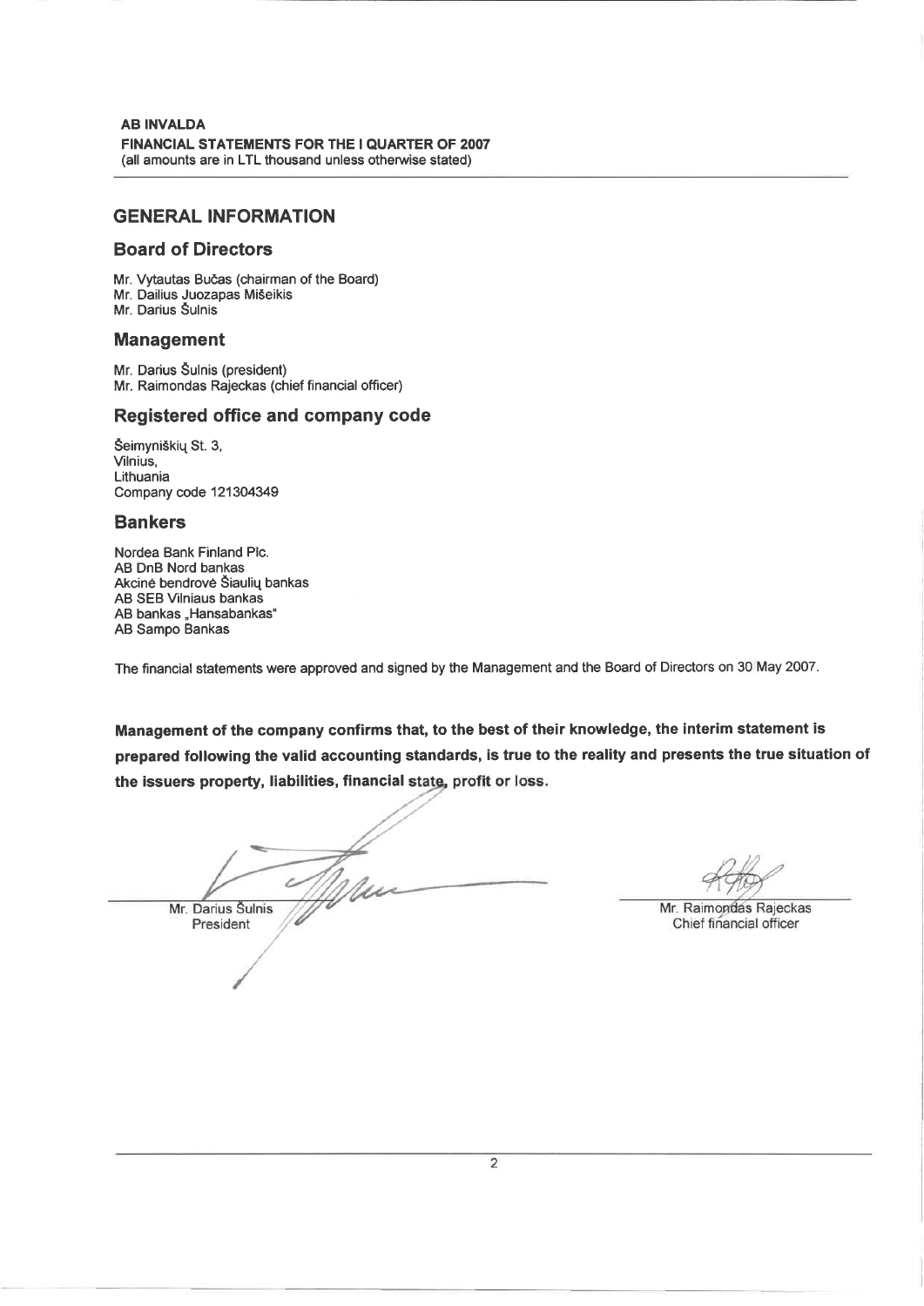## GENERAL INFORMATION

### Board of Directors

Mr. Vytautas Bučas (chairman of the Board)
Mr. Dailius Juozapas Mišeikis
Mr. Darius Šulnis

### Management

Mr. Darius Šulnis (president)
Mr. Raimondas Rajeckas (chief financial officer)

### Registered office and company code

Šeimyniškių St. 3,
Vilnius,
Lithuania
Company code 121304349

### Bankers

Nordea Bank Finland Plc.
AB DnB Nord bankas
Akcinė bendrovė Šiaulių bankas
AB SEB Vilniaus bankas
AB bankas „Hansabankas"
AB Sampo Bankas

The financial statements were approved and signed by the Management and the Board of Directors on 30 May 2007.

**Management of the company confirms that, to the best of their knowledge, the interim statement is prepared following the valid accounting standards, is true to the reality and presents the true situation of the issuers property, liabilities, financial state, profit or loss.**

Mr. Darius Šulnis
President

Mr. Raimondas Rajeckas
Chief financial officer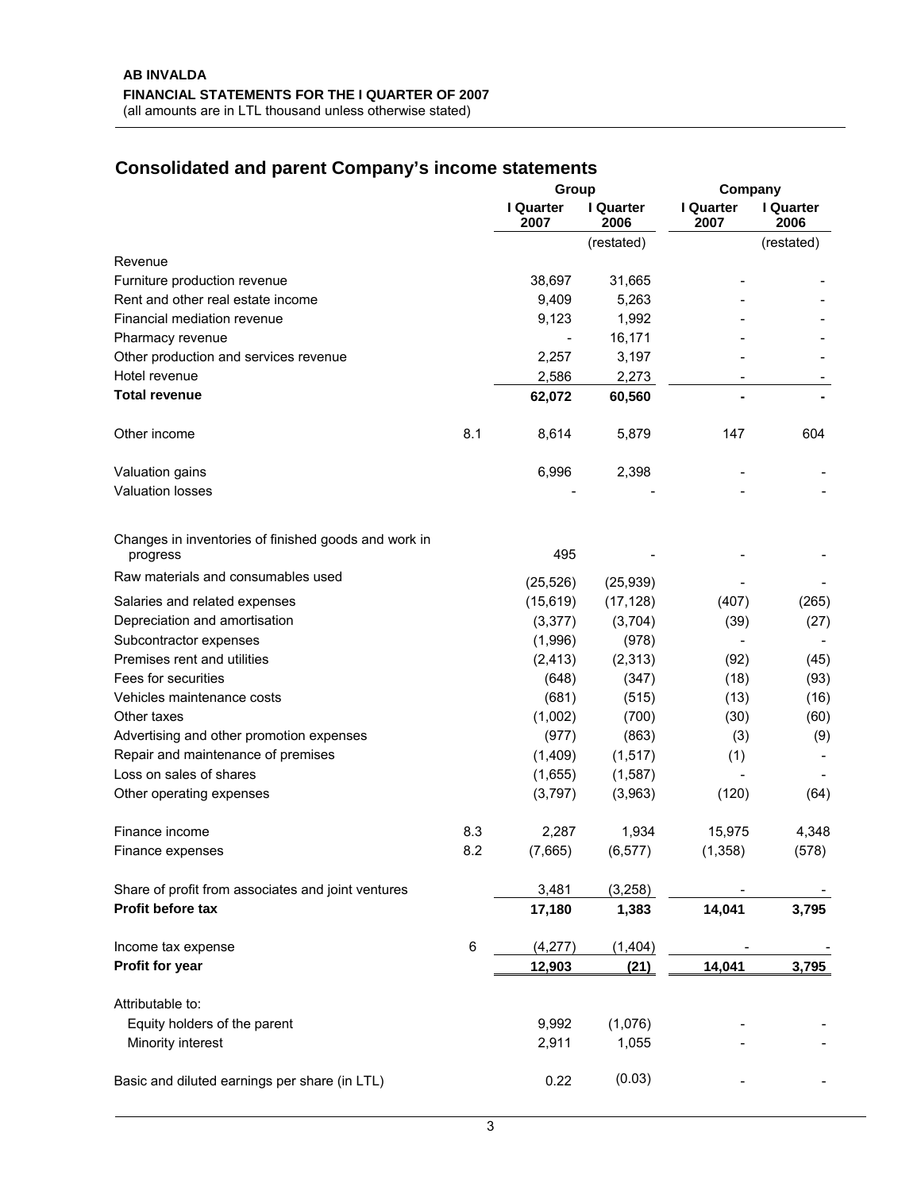**AB INVALDA**
**FINANCIAL STATEMENTS FOR THE I QUARTER OF 2007**
(all amounts are in LTL thousand unless otherwise stated)

## Consolidated and parent Company's income statements

| | | Group | | Company | |
|---|---|---|---|---|---|
| | | I Quarter 2007 | I Quarter 2006 | I Quarter 2007 | I Quarter 2006 |
| | | | (restated) | | (restated) |
| Revenue | | | | | |
| Furniture production revenue | | 38,697 | 31,665 | - | - |
| Rent and other real estate income | | 9,409 | 5,263 | - | - |
| Financial mediation revenue | | 9,123 | 1,992 | - | - |
| Pharmacy revenue | | - | 16,171 | - | - |
| Other production and services revenue | | 2,257 | 3,197 | - | - |
| Hotel revenue | | 2,586 | 2,273 | - | - |
| **Total revenue** | | **62,072** | **60,560** | **-** | **-** |
| Other income | 8.1 | 8,614 | 5,879 | 147 | 604 |
| Valuation gains | | 6,996 | 2,398 | - | - |
| Valuation losses | | - | - | - | - |
| Changes in inventories of finished goods and work in progress | | 495 | - | - | - |
| Raw materials and consumables used | | (25,526) | (25,939) | - | - |
| Salaries and related expenses | | (15,619) | (17,128) | (407) | (265) |
| Depreciation and amortisation | | (3,377) | (3,704) | (39) | (27) |
| Subcontractor expenses | | (1,996) | (978) | - | - |
| Premises rent and utilities | | (2,413) | (2,313) | (92) | (45) |
| Fees for securities | | (648) | (347) | (18) | (93) |
| Vehicles maintenance costs | | (681) | (515) | (13) | (16) |
| Other taxes | | (1,002) | (700) | (30) | (60) |
| Advertising and other promotion expenses | | (977) | (863) | (3) | (9) |
| Repair and maintenance of premises | | (1,409) | (1,517) | (1) | - |
| Loss on sales of shares | | (1,655) | (1,587) | - | - |
| Other operating expenses | | (3,797) | (3,963) | (120) | (64) |
| Finance income | 8.3 | 2,287 | 1,934 | 15,975 | 4,348 |
| Finance expenses | 8.2 | (7,665) | (6,577) | (1,358) | (578) |
| Share of profit from associates and joint ventures | | 3,481 | (3,258) | - | - |
| **Profit before tax** | | **17,180** | **1,383** | **14,041** | **3,795** |
| Income tax expense | 6 | (4,277) | (1,404) | - | - |
| **Profit for year** | | **12,903** | **(21)** | **14,041** | **3,795** |
| Attributable to: | | | | | |
| Equity holders of the parent | | 9,992 | (1,076) | - | - |
| Minority interest | | 2,911 | 1,055 | - | - |
| Basic and diluted earnings per share (in LTL) | | 0.22 | (0.03) | - | - |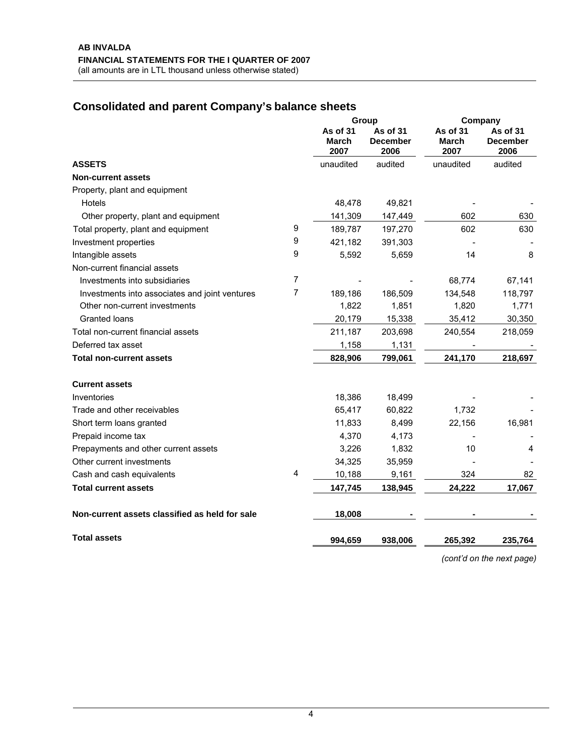**AB INVALDA**
**FINANCIAL STATEMENTS FOR THE I QUARTER OF 2007**
(all amounts are in LTL thousand unless otherwise stated)

## Consolidated and parent Company's balance sheets

| | | Group | | Company | |
|---|---|---|---|---|---|
| | | **As of 31 March 2007** | **As of 31 December 2006** | **As of 31 March 2007** | **As of 31 December 2006** |
| **ASSETS** | | unaudited | audited | unaudited | audited |
| **Non-current assets** | | | | | |
| Property, plant and equipment | | | | | |
| Hotels | | 48,478 | 49,821 | - | - |
| Other property, plant and equipment | | 141,309 | 147,449 | 602 | 630 |
| Total property, plant and equipment | 9 | 189,787 | 197,270 | 602 | 630 |
| Investment properties | 9 | 421,182 | 391,303 | - | - |
| Intangible assets | 9 | 5,592 | 5,659 | 14 | 8 |
| Non-current financial assets | | | | | |
| Investments into subsidiaries | 7 | - | - | 68,774 | 67,141 |
| Investments into associates and joint ventures | 7 | 189,186 | 186,509 | 134,548 | 118,797 |
| Other non-current investments | | 1,822 | 1,851 | 1,820 | 1,771 |
| Granted loans | | 20,179 | 15,338 | 35,412 | 30,350 |
| Total non-current financial assets | | 211,187 | 203,698 | 240,554 | 218,059 |
| Deferred tax asset | | 1,158 | 1,131 | - | - |
| **Total non-current assets** | | **828,906** | **799,061** | **241,170** | **218,697** |
| | | | | | |
| **Current assets** | | | | | |
| Inventories | | 18,386 | 18,499 | - | - |
| Trade and other receivables | | 65,417 | 60,822 | 1,732 | - |
| Short term loans granted | | 11,833 | 8,499 | 22,156 | 16,981 |
| Prepaid income tax | | 4,370 | 4,173 | - | - |
| Prepayments and other current assets | | 3,226 | 1,832 | 10 | 4 |
| Other current investments | | 34,325 | 35,959 | - | - |
| Cash and cash equivalents | 4 | 10,188 | 9,161 | 324 | 82 |
| **Total current assets** | | **147,745** | **138,945** | **24,222** | **17,067** |
| | | | | | |
| **Non-current assets classified as held for sale** | | **18,008** | **-** | **-** | **-** |
| | | | | | |
| **Total assets** | | **994,659** | **938,006** | **265,392** | **235,764** |

*(cont'd on the next page)*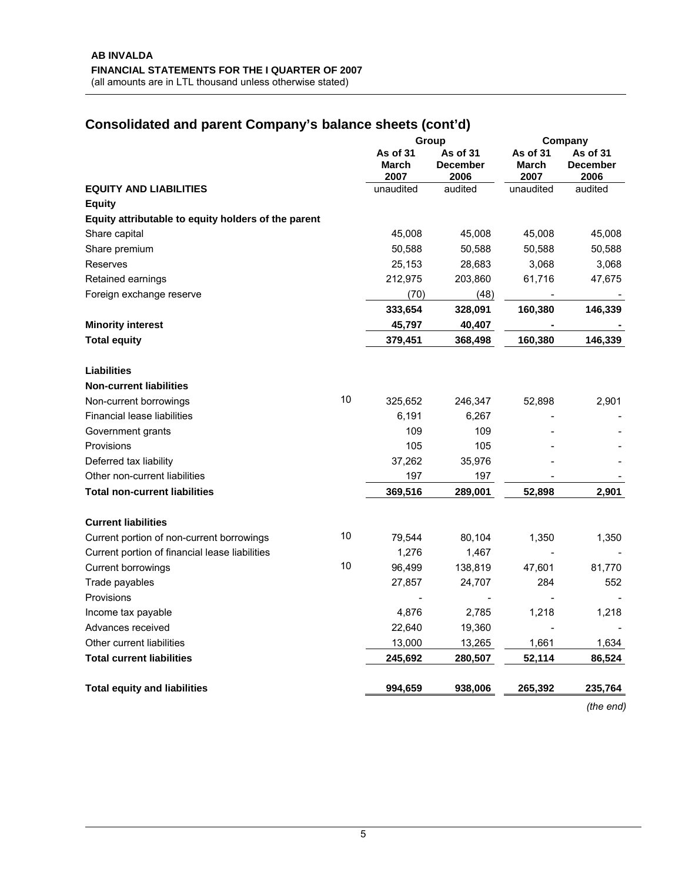**AB INVALDA**
**FINANCIAL STATEMENTS FOR THE I QUARTER OF 2007**
(all amounts are in LTL thousand unless otherwise stated)

## Consolidated and parent Company's balance sheets (cont'd)

| | | Group | | Company | |
|---|---|---|---|---|---|
| | | As of 31 March 2007 | As of 31 December 2006 | As of 31 March 2007 | As of 31 December 2006 |
| **EQUITY AND LIABILITIES** | | unaudited | audited | unaudited | audited |
| **Equity** | | | | | |
| **Equity attributable to equity holders of the parent** | | | | | |
| Share capital | | 45,008 | 45,008 | 45,008 | 45,008 |
| Share premium | | 50,588 | 50,588 | 50,588 | 50,588 |
| Reserves | | 25,153 | 28,683 | 3,068 | 3,068 |
| Retained earnings | | 212,975 | 203,860 | 61,716 | 47,675 |
| Foreign exchange reserve | | (70) | (48) | - | - |
| | | **333,654** | **328,091** | **160,380** | **146,339** |
| **Minority interest** | | **45,797** | **40,407** | **-** | **-** |
| **Total equity** | | **379,451** | **368,498** | **160,380** | **146,339** |
| | | | | | |
| **Liabilities** | | | | | |
| **Non-current liabilities** | | | | | |
| Non-current borrowings | 10 | 325,652 | 246,347 | 52,898 | 2,901 |
| Financial lease liabilities | | 6,191 | 6,267 | - | - |
| Government grants | | 109 | 109 | - | - |
| Provisions | | 105 | 105 | - | - |
| Deferred tax liability | | 37,262 | 35,976 | - | - |
| Other non-current liabilities | | 197 | 197 | - | - |
| **Total non-current liabilities** | | **369,516** | **289,001** | **52,898** | **2,901** |
| | | | | | |
| **Current liabilities** | | | | | |
| Current portion of non-current borrowings | 10 | 79,544 | 80,104 | 1,350 | 1,350 |
| Current portion of financial lease liabilities | | 1,276 | 1,467 | - | - |
| Current borrowings | 10 | 96,499 | 138,819 | 47,601 | 81,770 |
| Trade payables | | 27,857 | 24,707 | 284 | 552 |
| Provisions | | - | - | - | - |
| Income tax payable | | 4,876 | 2,785 | 1,218 | 1,218 |
| Advances received | | 22,640 | 19,360 | - | - |
| Other current liabilities | | 13,000 | 13,265 | 1,661 | 1,634 |
| **Total current liabilities** | | **245,692** | **280,507** | **52,114** | **86,524** |
| | | | | | |
| **Total equity and liabilities** | | **994,659** | **938,006** | **265,392** | **235,764** |

*(the end)*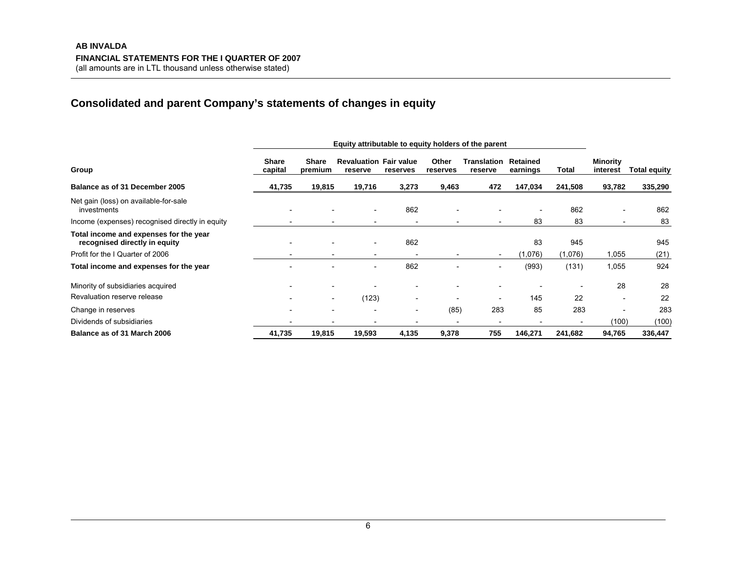## Consolidated and parent Company's statements of changes in equity

| | Equity attributable to equity holders of the parent | | | | | | | | | |
|---|---|---|---|---|---|---|---|---|---|---|
| **Group** | **Share capital** | **Share premium** | **Revaluation reserve** | **Fair value reserves** | **Other reserves** | **Translation reserve** | **Retained earnings** | **Total** | **Minority interest** | **Total equity** |
| **Balance as of 31 December 2005** | **41,735** | **19,815** | **19,716** | **3,273** | **9,463** | **472** | **147,034** | **241,508** | **93,782** | **335,290** |
| Net gain (loss) on available-for-sale investments | - | - | - | 862 | - | - | - | 862 | - | 862 |
| Income (expenses) recognised directly in equity | - | - | - | - | - | - | 83 | 83 | - | 83 |
| **Total income and expenses for the year recognised directly in equity** | - | - | - | 862 | | | 83 | 945 | | 945 |
| Profit for the I Quarter of 2006 | - | - | - | - | - | - | (1,076) | (1,076) | 1,055 | (21) |
| **Total income and expenses for the year** | - | - | - | 862 | - | - | (993) | (131) | 1,055 | 924 |
| Minority of subsidiaries acquired | - | - | - | - | - | - | - | - | 28 | 28 |
| Revaluation reserve release | - | - | (123) | - | - | - | 145 | 22 | - | 22 |
| Change in reserves | - | - | - | - | (85) | 283 | 85 | 283 | - | 283 |
| Dividends of subsidiaries | - | - | - | - | - | - | - | - | (100) | (100) |
| **Balance as of 31 March 2006** | **41,735** | **19,815** | **19,593** | **4,135** | **9,378** | **755** | **146,271** | **241,682** | **94,765** | **336,447** |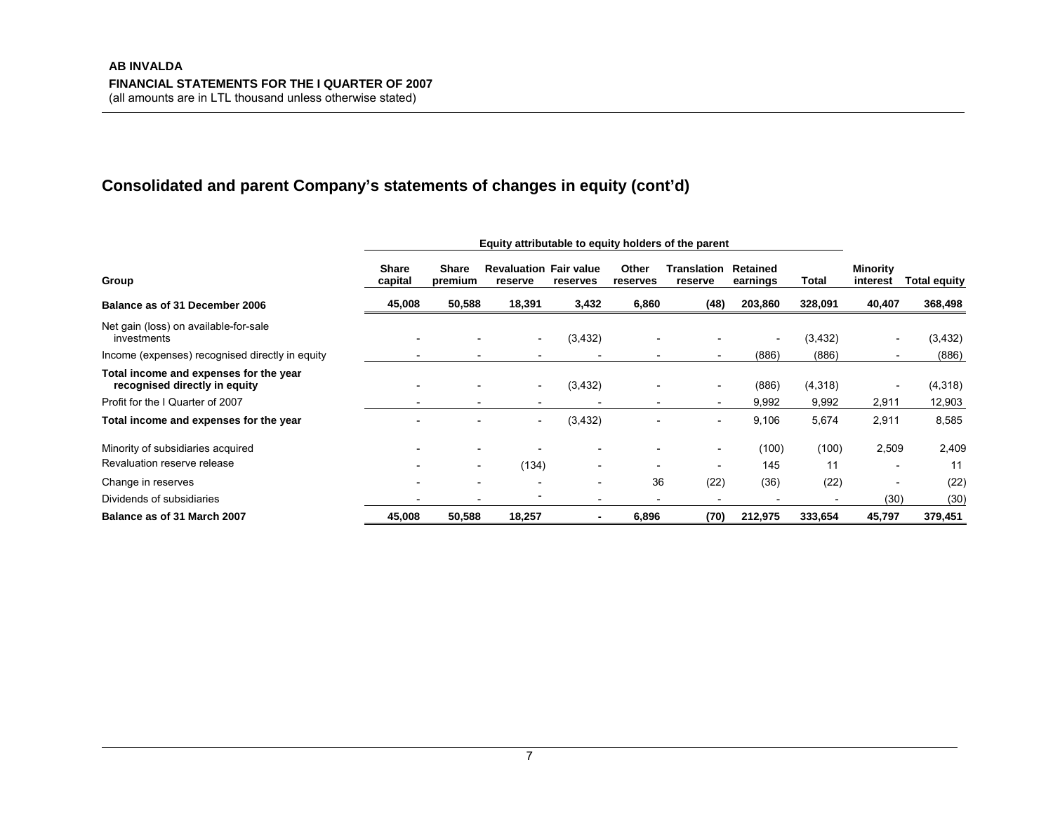## Consolidated and parent Company's statements of changes in equity (cont'd)

| Group | Equity attributable to equity holders of the parent | | | | | | | | Minority interest | Total equity |
|---|---|---|---|---|---|---|---|---|---|---|
| | Share capital | Share premium | Revaluation reserve | Fair value reserves | Other reserves | Translation reserve | Retained earnings | Total | | |
| **Balance as of 31 December 2006** | **45,008** | **50,588** | **18,391** | **3,432** | **6,860** | **(48)** | **203,860** | **328,091** | **40,407** | **368,498** |
| Net gain (loss) on available-for-sale investments | - | - | - | (3,432) | - | - | - | (3,432) | - | (3,432) |
| Income (expenses) recognised directly in equity | - | - | - | - | - | - | (886) | (886) | - | (886) |
| **Total income and expenses for the year recognised directly in equity** | - | - | - | (3,432) | - | - | (886) | (4,318) | - | (4,318) |
| Profit for the I Quarter of 2007 | - | - | - | - | - | - | 9,992 | 9,992 | 2,911 | 12,903 |
| **Total income and expenses for the year** | - | - | - | (3,432) | - | - | 9,106 | 5,674 | 2,911 | 8,585 |
| Minority of subsidiaries acquired | - | - | - | - | - | - | (100) | (100) | 2,509 | 2,409 |
| Revaluation reserve release | - | - | (134) | - | - | - | 145 | 11 | - | 11 |
| Change in reserves | - | - | - | - | 36 | (22) | (36) | (22) | - | (22) |
| Dividends of subsidiaries | - | - | - | - | - | - | - | - | (30) | (30) |
| **Balance as of 31 March 2007** | **45,008** | **50,588** | **18,257** | **-** | **6,896** | **(70)** | **212,975** | **333,654** | **45,797** | **379,451** |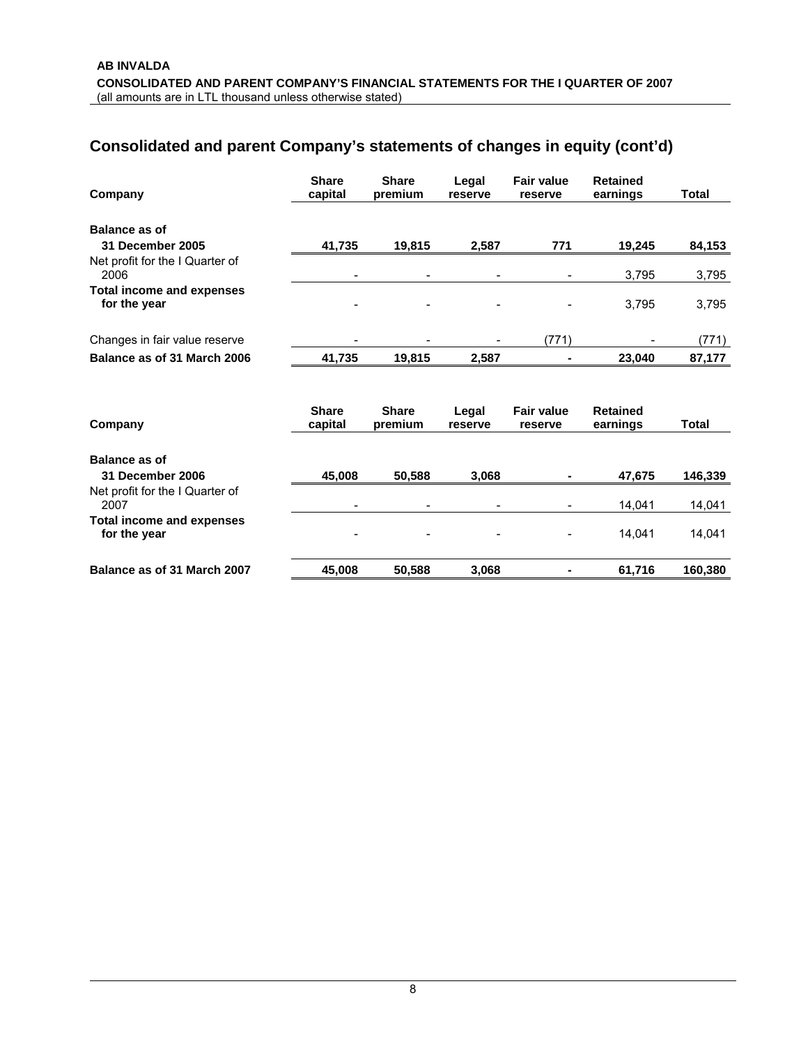## Consolidated and parent Company's statements of changes in equity (cont'd)

| Company | Share capital | Share premium | Legal reserve | Fair value reserve | Retained earnings | Total |
|---|---|---|---|---|---|---|
| **Balance as of 31 December 2005** | **41,735** | **19,815** | **2,587** | **771** | **19,245** | **84,153** |
| Net profit for the I Quarter of 2006 | - | - | - | - | 3,795 | 3,795 |
| **Total income and expenses for the year** | - | - | - | - | 3,795 | 3,795 |
| Changes in fair value reserve | - | - | - | (771) | - | (771) |
| **Balance as of 31 March 2006** | **41,735** | **19,815** | **2,587** | **-** | **23,040** | **87,177** |

| Company | Share capital | Share premium | Legal reserve | Fair value reserve | Retained earnings | Total |
|---|---|---|---|---|---|---|
| **Balance as of 31 December 2006** | **45,008** | **50,588** | **3,068** | **-** | **47,675** | **146,339** |
| Net profit for the I Quarter of 2007 | - | - | - | - | 14,041 | 14,041 |
| **Total income and expenses for the year** | - | - | - | - | 14,041 | 14,041 |
| **Balance as of 31 March 2007** | **45,008** | **50,588** | **3,068** | **-** | **61,716** | **160,380** |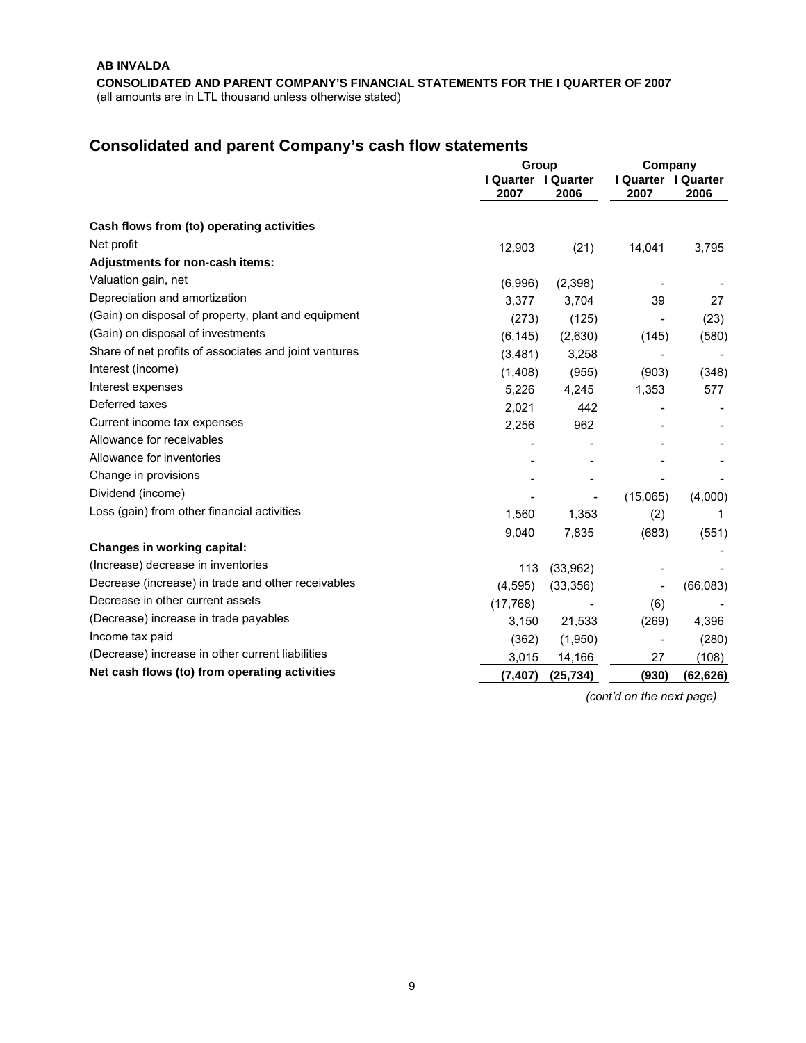**AB INVALDA**
**CONSOLIDATED AND PARENT COMPANY'S FINANCIAL STATEMENTS FOR THE I QUARTER OF 2007**
(all amounts are in LTL thousand unless otherwise stated)

## Consolidated and parent Company's cash flow statements

| | Group | | Company | |
|---|---|---|---|---|
| | I Quarter 2007 | I Quarter 2006 | I Quarter 2007 | I Quarter 2006 |
| **Cash flows from (to) operating activities** | | | | |
| Net profit | 12,903 | (21) | 14,041 | 3,795 |
| **Adjustments for non-cash items:** | | | | |
| Valuation gain, net | (6,996) | (2,398) | - | - |
| Depreciation and amortization | 3,377 | 3,704 | 39 | 27 |
| (Gain) on disposal of property, plant and equipment | (273) | (125) | - | (23) |
| (Gain) on disposal of investments | (6,145) | (2,630) | (145) | (580) |
| Share of net profits of associates and joint ventures | (3,481) | 3,258 | - | - |
| Interest (income) | (1,408) | (955) | (903) | (348) |
| Interest expenses | 5,226 | 4,245 | 1,353 | 577 |
| Deferred taxes | 2,021 | 442 | - | - |
| Current income tax expenses | 2,256 | 962 | - | - |
| Allowance for receivables | - | - | - | - |
| Allowance for inventories | - | - | - | - |
| Change in provisions | - | - | - | - |
| Dividend (income) | - | - | (15,065) | (4,000) |
| Loss (gain) from other financial activities | 1,560 | 1,353 | (2) | 1 |
| | 9,040 | 7,835 | (683) | (551) |
| **Changes in working capital:** | | | | - |
| (Increase) decrease in inventories | 113 | (33,962) | - | - |
| Decrease (increase) in trade and other receivables | (4,595) | (33,356) | - | (66,083) |
| Decrease in other current assets | (17,768) | - | (6) | - |
| (Decrease) increase in trade payables | 3,150 | 21,533 | (269) | 4,396 |
| Income tax paid | (362) | (1,950) | - | (280) |
| (Decrease) increase in other current liabilities | 3,015 | 14,166 | 27 | (108) |
| **Net cash flows (to) from operating activities** | **(7,407)** | **(25,734)** | **(930)** | **(62,626)** |

*(cont'd on the next page)*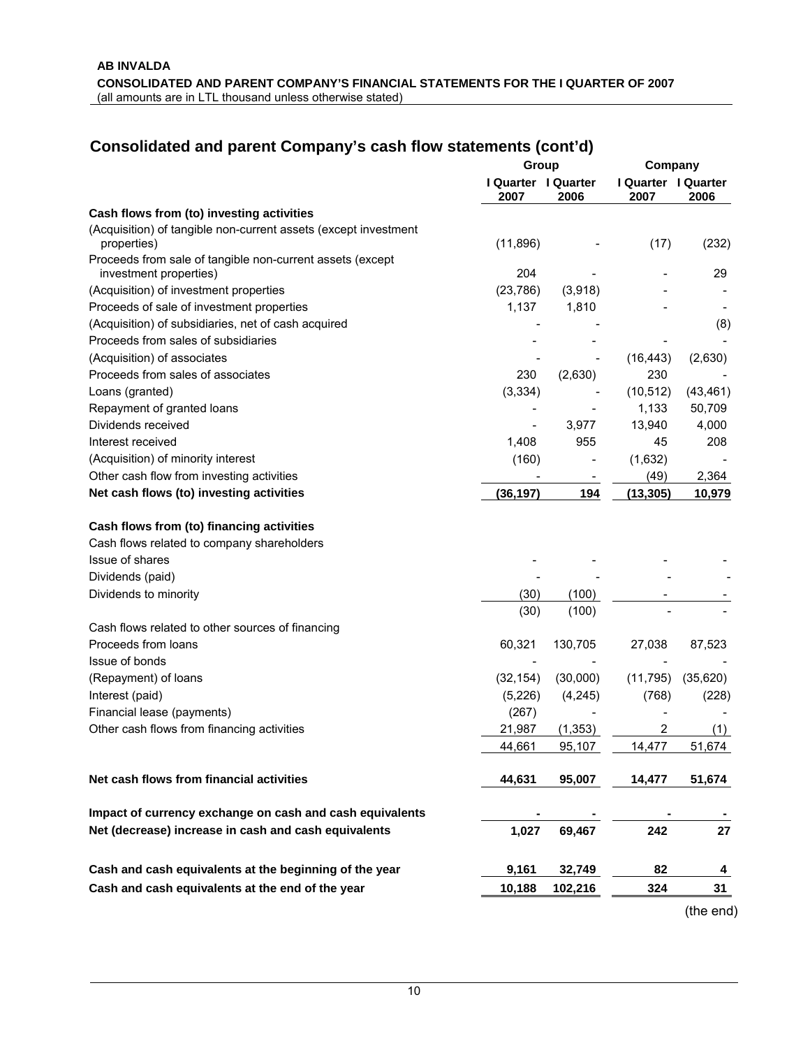**AB INVALDA**
**CONSOLIDATED AND PARENT COMPANY'S FINANCIAL STATEMENTS FOR THE I QUARTER OF 2007**
(all amounts are in LTL thousand unless otherwise stated)

## Consolidated and parent Company's cash flow statements (cont'd)

| | Group | | Company | |
|---|---|---|---|---|
| | I Quarter 2007 | I Quarter 2006 | I Quarter 2007 | I Quarter 2006 |
| **Cash flows from (to) investing activities** | | | | |
| (Acquisition) of tangible non-current assets (except investment properties) | (11,896) | - | (17) | (232) |
| Proceeds from sale of tangible non-current assets (except investment properties) | 204 | - | - | 29 |
| (Acquisition) of investment properties | (23,786) | (3,918) | - | - |
| Proceeds of sale of investment properties | 1,137 | 1,810 | - | - |
| (Acquisition) of subsidiaries, net of cash acquired | - | - | | (8) |
| Proceeds from sales of subsidiaries | - | - | - | - |
| (Acquisition) of associates | - | - | (16,443) | (2,630) |
| Proceeds from sales of associates | 230 | (2,630) | 230 | - |
| Loans (granted) | (3,334) | - | (10,512) | (43,461) |
| Repayment of granted loans | - | - | 1,133 | 50,709 |
| Dividends received | - | 3,977 | 13,940 | 4,000 |
| Interest received | 1,408 | 955 | 45 | 208 |
| (Acquisition) of minority interest | (160) | - | (1,632) | - |
| Other cash flow from investing activities | - | - | (49) | 2,364 |
| **Net cash flows (to) investing activities** | **(36,197)** | **194** | **(13,305)** | **10,979** |
| | | | | |
| **Cash flows from (to) financing activities** | | | | |
| Cash flows related to company shareholders | | | | |
| Issue of shares | - | - | - | - |
| Dividends (paid) | - | - | - | - |
| Dividends to minority | (30) | (100) | - | - |
| | (30) | (100) | - | - |
| Cash flows related to other sources of financing | | | | |
| Proceeds from loans | 60,321 | 130,705 | 27,038 | 87,523 |
| Issue of bonds | - | - | - | - |
| (Repayment) of loans | (32,154) | (30,000) | (11,795) | (35,620) |
| Interest (paid) | (5,226) | (4,245) | (768) | (228) |
| Financial lease (payments) | (267) | - | - | - |
| Other cash flows from financing activities | 21,987 | (1,353) | 2 | (1) |
| | 44,661 | 95,107 | 14,477 | 51,674 |
| | | | | |
| **Net cash flows from financial activities** | **44,631** | **95,007** | **14,477** | **51,674** |
| | | | | |
| **Impact of currency exchange on cash and cash equivalents** | **-** | **-** | **-** | **-** |
| **Net (decrease) increase in cash and cash equivalents** | **1,027** | **69,467** | **242** | **27** |
| | | | | |
| **Cash and cash equivalents at the beginning of the year** | **9,161** | **32,749** | **82** | **4** |
| **Cash and cash equivalents at the end of the year** | **10,188** | **102,216** | **324** | **31** |

(the end)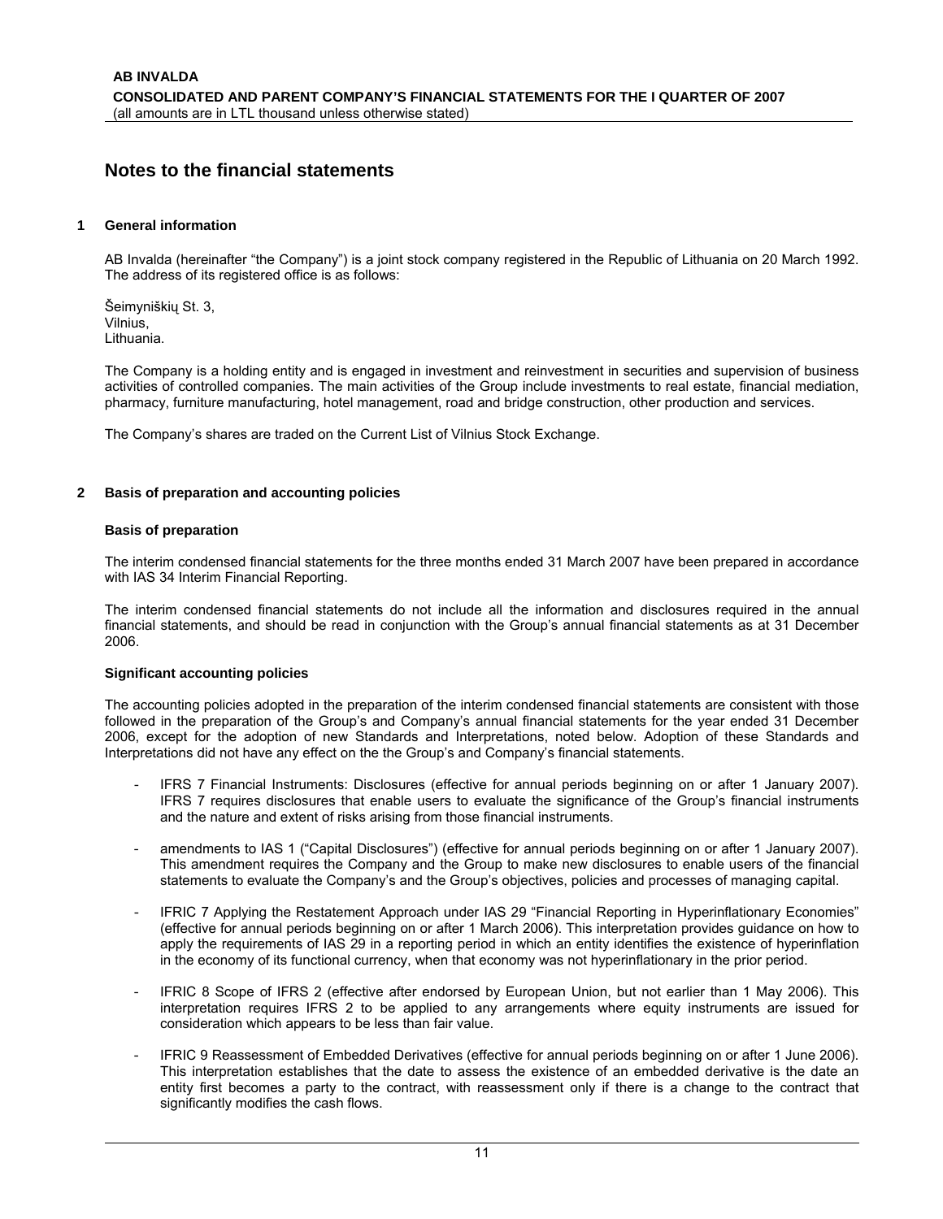# Notes to the financial statements

## 1 General information

AB Invalda (hereinafter "the Company") is a joint stock company registered in the Republic of Lithuania on 20 March 1992. The address of its registered office is as follows:

Šeimyniškių St. 3,
Vilnius,
Lithuania.

The Company is a holding entity and is engaged in investment and reinvestment in securities and supervision of business activities of controlled companies. The main activities of the Group include investments to real estate, financial mediation, pharmacy, furniture manufacturing, hotel management, road and bridge construction, other production and services.

The Company's shares are traded on the Current List of Vilnius Stock Exchange.

## 2 Basis of preparation and accounting policies

### Basis of preparation

The interim condensed financial statements for the three months ended 31 March 2007 have been prepared in accordance with IAS 34 Interim Financial Reporting.

The interim condensed financial statements do not include all the information and disclosures required in the annual financial statements, and should be read in conjunction with the Group's annual financial statements as at 31 December 2006.

### Significant accounting policies

The accounting policies adopted in the preparation of the interim condensed financial statements are consistent with those followed in the preparation of the Group's and Company's annual financial statements for the year ended 31 December 2006, except for the adoption of new Standards and Interpretations, noted below. Adoption of these Standards and Interpretations did not have any effect on the the Group's and Company's financial statements.

- IFRS 7 Financial Instruments: Disclosures (effective for annual periods beginning on or after 1 January 2007). IFRS 7 requires disclosures that enable users to evaluate the significance of the Group's financial instruments and the nature and extent of risks arising from those financial instruments.

- amendments to IAS 1 ("Capital Disclosures") (effective for annual periods beginning on or after 1 January 2007). This amendment requires the Company and the Group to make new disclosures to enable users of the financial statements to evaluate the Company's and the Group's objectives, policies and processes of managing capital.

- IFRIC 7 Applying the Restatement Approach under IAS 29 "Financial Reporting in Hyperinflationary Economies" (effective for annual periods beginning on or after 1 March 2006). This interpretation provides guidance on how to apply the requirements of IAS 29 in a reporting period in which an entity identifies the existence of hyperinflation in the economy of its functional currency, when that economy was not hyperinflationary in the prior period.

- IFRIC 8 Scope of IFRS 2 (effective after endorsed by European Union, but not earlier than 1 May 2006). This interpretation requires IFRS 2 to be applied to any arrangements where equity instruments are issued for consideration which appears to be less than fair value.

- IFRIC 9 Reassessment of Embedded Derivatives (effective for annual periods beginning on or after 1 June 2006). This interpretation establishes that the date to assess the existence of an embedded derivative is the date an entity first becomes a party to the contract, with reassessment only if there is a change to the contract that significantly modifies the cash flows.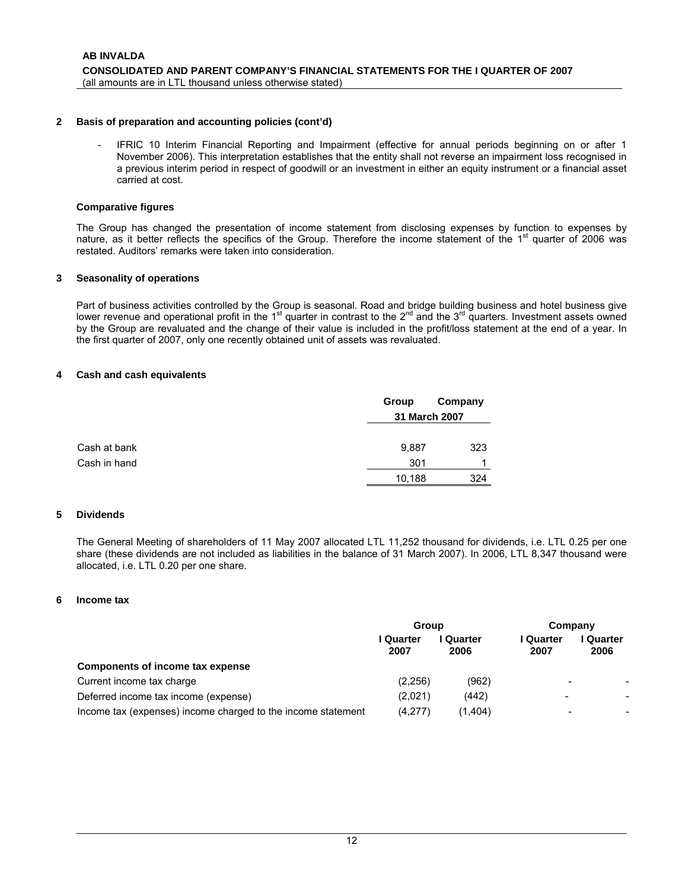## 2 Basis of preparation and accounting policies (cont'd)

- IFRIC 10 Interim Financial Reporting and Impairment (effective for annual periods beginning on or after 1 November 2006). This interpretation establishes that the entity shall not reverse an impairment loss recognised in a previous interim period in respect of goodwill or an investment in either an equity instrument or a financial asset carried at cost.

### Comparative figures

The Group has changed the presentation of income statement from disclosing expenses by function to expenses by nature, as it better reflects the specifics of the Group. Therefore the income statement of the 1st quarter of 2006 was restated. Auditors' remarks were taken into consideration.

## 3 Seasonality of operations

Part of business activities controlled by the Group is seasonal. Road and bridge building business and hotel business give lower revenue and operational profit in the 1st quarter in contrast to the 2nd and the 3rd quarters. Investment assets owned by the Group are revaluated and the change of their value is included in the profit/loss statement at the end of a year. In the first quarter of 2007, only one recently obtained unit of assets was revaluated.

## 4 Cash and cash equivalents

| | Group | Company |
|---|---|---|
| | 31 March 2007 | |
| Cash at bank | 9,887 | 323 |
| Cash in hand | 301 | 1 |
| | 10,188 | 324 |

## 5 Dividends

The General Meeting of shareholders of 11 May 2007 allocated LTL 11,252 thousand for dividends, i.e. LTL 0.25 per one share (these dividends are not included as liabilities in the balance of 31 March 2007). In 2006, LTL 8,347 thousand were allocated, i.e. LTL 0.20 per one share.

## 6 Income tax

| | Group | | Company | |
|---|---|---|---|---|
| | I Quarter 2007 | I Quarter 2006 | I Quarter 2007 | I Quarter 2006 |
| **Components of income tax expense** | | | | |
| Current income tax charge | (2,256) | (962) | - | - |
| Deferred income tax income (expense) | (2,021) | (442) | - | - |
| Income tax (expenses) income charged to the income statement | (4,277) | (1,404) | - | - |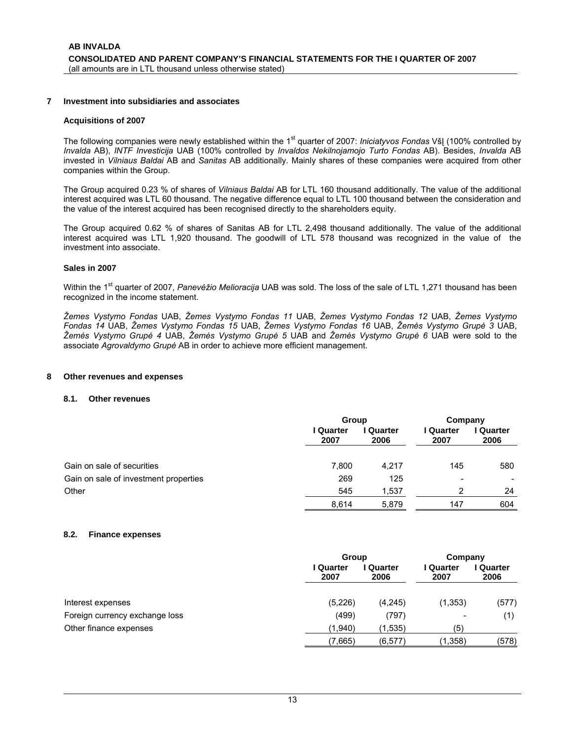## 7 Investment into subsidiaries and associates

### Acquisitions of 2007

The following companies were newly established within the 1st quarter of 2007: *Iniciatyvos Fondas* VšĮ (100% controlled by *Invalda* AB), *INTF Investicija* UAB (100% controlled by *Invaldos Nekilnojamojo Turto Fondas* AB). Besides, *Invalda* AB invested in *Vilniaus Baldai* AB and *Sanitas* AB additionally. Mainly shares of these companies were acquired from other companies within the Group.

The Group acquired 0.23 % of shares of *Vilniaus Baldai* AB for LTL 160 thousand additionally. The value of the additional interest acquired was LTL 60 thousand. The negative difference equal to LTL 100 thousand between the consideration and the value of the interest acquired has been recognised directly to the shareholders equity.

The Group acquired 0.62 % of shares of Sanitas AB for LTL 2,498 thousand additionally. The value of the additional interest acquired was LTL 1,920 thousand. The goodwill of LTL 578 thousand was recognized in the value of the investment into associate.

### Sales in 2007

Within the 1st quarter of 2007, *Panevėžio Melioracija* UAB was sold. The loss of the sale of LTL 1,271 thousand has been recognized in the income statement.

*Žemes Vystymo Fondas* UAB, *Žemes Vystymo Fondas 11* UAB, *Žemes Vystymo Fondas 12* UAB, *Žemes Vystymo Fondas 14* UAB, *Žemes Vystymo Fondas 15* UAB, *Žemes Vystymo Fondas 16* UAB, *Žemės Vystymo Grupė 3* UAB, *Žemės Vystymo Grupė 4* UAB, *Žemės Vystymo Grupė 5* UAB and *Žemės Vystymo Grupė 6* UAB were sold to the associate *Agrovaldymo Grupė* AB in order to achieve more efficient management.

## 8 Other revenues and expenses

### 8.1. Other revenues

| | Group | | Company | |
|---|---|---|---|---|
| | I Quarter 2007 | I Quarter 2006 | I Quarter 2007 | I Quarter 2006 |
| Gain on sale of securities | 7,800 | 4,217 | 145 | 580 |
| Gain on sale of investment properties | 269 | 125 | - | - |
| Other | 545 | 1,537 | 2 | 24 |
| | 8,614 | 5,879 | 147 | 604 |

### 8.2. Finance expenses

| | Group | | Company | |
|---|---|---|---|---|
| | I Quarter 2007 | I Quarter 2006 | I Quarter 2007 | I Quarter 2006 |
| Interest expenses | (5,226) | (4,245) | (1,353) | (577) |
| Foreign currency exchange loss | (499) | (797) | - | (1) |
| Other finance expenses | (1,940) | (1,535) | (5) | |
| | (7,665) | (6,577) | (1,358) | (578) |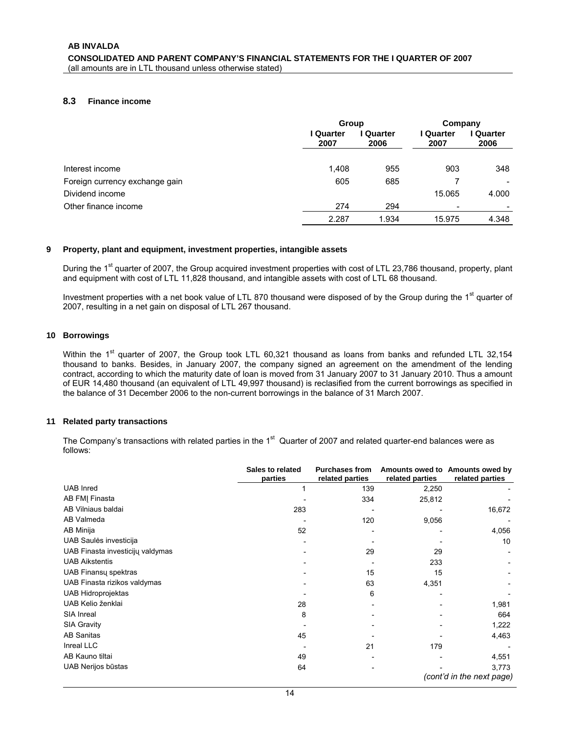### 8.3 Finance income

| | Group | | Company | |
|---|---|---|---|---|
| | I Quarter 2007 | I Quarter 2006 | I Quarter 2007 | I Quarter 2006 |
| Interest income | 1,408 | 955 | 903 | 348 |
| Foreign currency exchange gain | 605 | 685 | 7 | - |
| Dividend income | | | 15.065 | 4.000 |
| Other finance income | 274 | 294 | - | - |
| | 2.287 | 1.934 | 15.975 | 4.348 |

## 9 Property, plant and equipment, investment properties, intangible assets

During the 1st quarter of 2007, the Group acquired investment properties with cost of LTL 23,786 thousand, property, plant and equipment with cost of LTL 11,828 thousand, and intangible assets with cost of LTL 68 thousand.

Investment properties with a net book value of LTL 870 thousand were disposed of by the Group during the 1st quarter of 2007, resulting in a net gain on disposal of LTL 267 thousand.

## 10 Borrowings

Within the 1st quarter of 2007, the Group took LTL 60,321 thousand as loans from banks and refunded LTL 32,154 thousand to banks. Besides, in January 2007, the company signed an agreement on the amendment of the lending contract, according to which the maturity date of loan is moved from 31 January 2007 to 31 January 2010. Thus a amount of EUR 14,480 thousand (an equivalent of LTL 49,997 thousand) is reclasified from the current borrowings as specified in the balance of 31 December 2006 to the non-current borrowings in the balance of 31 March 2007.

## 11 Related party transactions

The Company's transactions with related parties in the 1st Quarter of 2007 and related quarter-end balances were as follows:

| | Sales to related parties | Purchases from related parties | Amounts owed to related parties | Amounts owed by related parties |
|---|---|---|---|---|
| UAB Inred | 1 | 139 | 2,250 | - |
| AB FMĮ Finasta | - | 334 | 25,812 | - |
| AB Vilniaus baldai | 283 | - | - | 16,672 |
| AB Valmeda | - | 120 | 9,056 | - |
| AB Minija | 52 | - | - | 4,056 |
| UAB Saulės investicija | - | - | - | 10 |
| UAB Finasta investicijų valdymas | - | 29 | 29 | - |
| UAB Aikstentis | - | - | 233 | - |
| UAB Finansų spektras | - | 15 | 15 | - |
| UAB Finasta rizikos valdymas | - | 63 | 4,351 | - |
| UAB Hidroprojektas | - | 6 | - | - |
| UAB Kelio ženklai | 28 | - | - | 1,981 |
| SIA Inreal | 8 | - | - | 664 |
| SIA Gravity | - | - | - | 1,222 |
| AB Sanitas | 45 | - | - | 4,463 |
| Inreal LLC | - | 21 | 179 | - |
| AB Kauno tiltai | 49 | - | - | 4,551 |
| UAB Nerijos būstas | 64 | - | - | 3,773 |

*(cont'd in the next page)*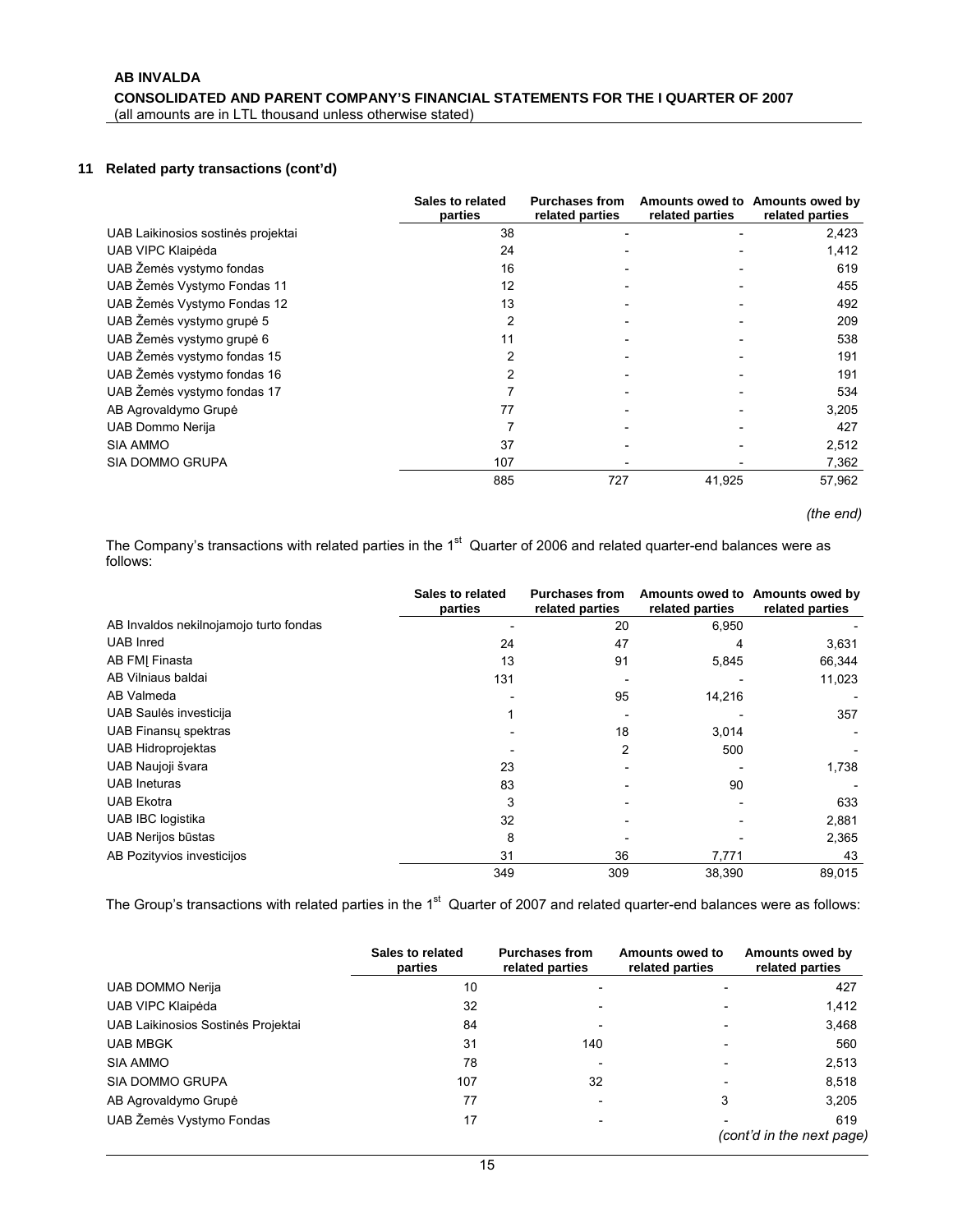### 11 Related party transactions (cont'd)

| | Sales to related parties | Purchases from related parties | Amounts owed to related parties | Amounts owed by related parties |
|---|---|---|---|---|
| UAB Laikinosios sostinės projektai | 38 | - | - | 2,423 |
| UAB VIPC Klaipėda | 24 | - | - | 1,412 |
| UAB Žemės vystymo fondas | 16 | - | - | 619 |
| UAB Žemės Vystymo Fondas 11 | 12 | - | - | 455 |
| UAB Žemės Vystymo Fondas 12 | 13 | - | - | 492 |
| UAB Žemės vystymo grupė 5 | 2 | - | - | 209 |
| UAB Žemės vystymo grupė 6 | 11 | - | - | 538 |
| UAB Žemės vystymo fondas 15 | 2 | - | - | 191 |
| UAB Žemės vystymo fondas 16 | 2 | - | - | 191 |
| UAB Žemės vystymo fondas 17 | 7 | - | - | 534 |
| AB Agrovaldymo Grupė | 77 | - | - | 3,205 |
| UAB Dommo Nerija | 7 | - | - | 427 |
| SIA AMMO | 37 | - | - | 2,512 |
| SIA DOMMO GRUPA | 107 | - | - | 7,362 |
| | 885 | 727 | 41,925 | 57,962 |

*(the end)*

The Company's transactions with related parties in the 1st Quarter of 2006 and related quarter-end balances were as follows:

| | Sales to related parties | Purchases from related parties | Amounts owed to related parties | Amounts owed by related parties |
|---|---|---|---|---|
| AB Invaldos nekilnojamojo turto fondas | - | 20 | 6,950 | - |
| UAB Inred | 24 | 47 | 4 | 3,631 |
| AB FMĮ Finasta | 13 | 91 | 5,845 | 66,344 |
| AB Vilniaus baldai | 131 | - | - | 11,023 |
| AB Valmeda | - | 95 | 14,216 | - |
| UAB Saulės investicija | 1 | - | - | 357 |
| UAB Finansų spektras | - | 18 | 3,014 | - |
| UAB Hidroprojektas | - | 2 | 500 | - |
| UAB Naujoji švara | 23 | - | - | 1,738 |
| UAB Ineturas | 83 | - | 90 | - |
| UAB Ekotra | 3 | - | - | 633 |
| UAB IBC logistika | 32 | - | - | 2,881 |
| UAB Nerijos būstas | 8 | - | - | 2,365 |
| AB Pozityvios investicijos | 31 | 36 | 7,771 | 43 |
| | 349 | 309 | 38,390 | 89,015 |

The Group's transactions with related parties in the 1st Quarter of 2007 and related quarter-end balances were as follows:

| | Sales to related parties | Purchases from related parties | Amounts owed to related parties | Amounts owed by related parties |
|---|---|---|---|---|
| UAB DOMMO Nerija | 10 | - | - | 427 |
| UAB VIPC Klaipėda | 32 | - | - | 1,412 |
| UAB Laikinosios Sostinės Projektai | 84 | - | - | 3,468 |
| UAB MBGK | 31 | 140 | - | 560 |
| SIA AMMO | 78 | - | - | 2,513 |
| SIA DOMMO GRUPA | 107 | 32 | - | 8,518 |
| AB Agrovaldymo Grupė | 77 | - | 3 | 3,205 |
| UAB Žemės Vystymo Fondas | 17 | - | - | 619 |

*(cont'd in the next page)*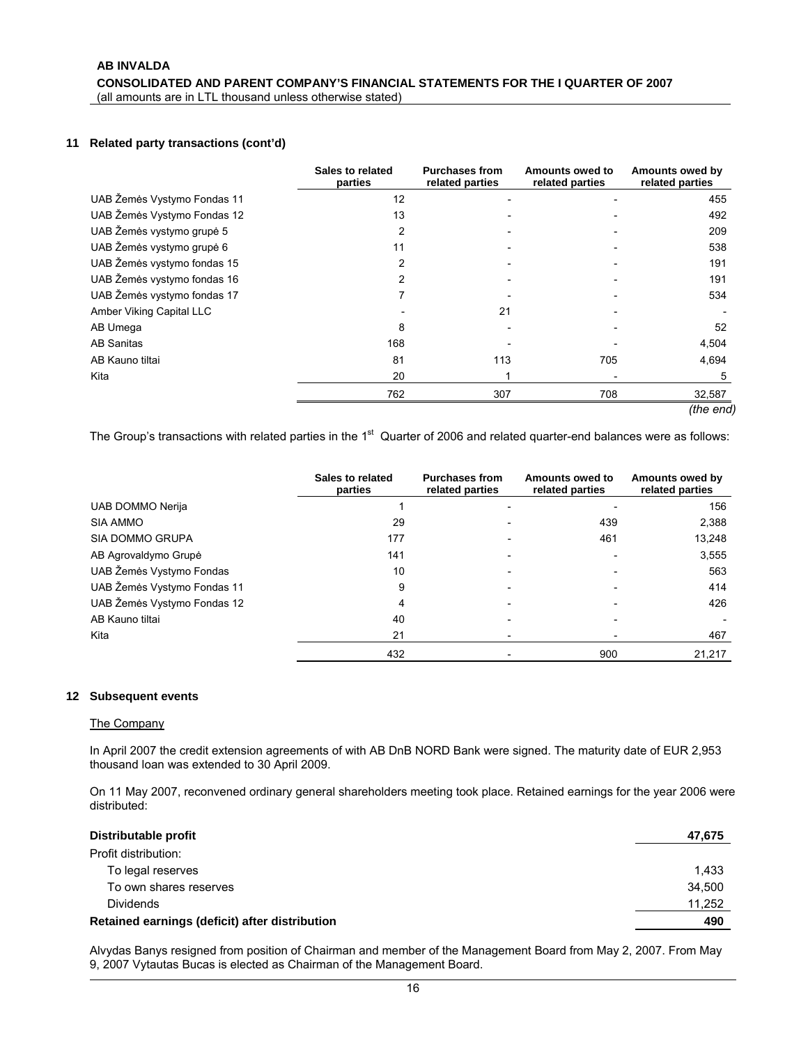### 11 Related party transactions (cont'd)

| | Sales to related parties | Purchases from related parties | Amounts owed to related parties | Amounts owed by related parties |
|---|---|---|---|---|
| UAB Žemės Vystymo Fondas 11 | 12 | - | - | 455 |
| UAB Žemės Vystymo Fondas 12 | 13 | - | - | 492 |
| UAB Žemės vystymo grupė 5 | 2 | - | - | 209 |
| UAB Žemės vystymo grupė 6 | 11 | - | - | 538 |
| UAB Žemės vystymo fondas 15 | 2 | - | - | 191 |
| UAB Žemės vystymo fondas 16 | 2 | - | - | 191 |
| UAB Žemės vystymo fondas 17 | 7 | - | - | 534 |
| Amber Viking Capital LLC | - | 21 | - | - |
| AB Umega | 8 | - | - | 52 |
| AB Sanitas | 168 | - | - | 4,504 |
| AB Kauno tiltai | 81 | 113 | 705 | 4,694 |
| Kita | 20 | 1 | - | 5 |
| | 762 | 307 | 708 | 32,587 |

*(the end)*

The Group's transactions with related parties in the 1st Quarter of 2006 and related quarter-end balances were as follows:

| | Sales to related parties | Purchases from related parties | Amounts owed to related parties | Amounts owed by related parties |
|---|---|---|---|---|
| UAB DOMMO Nerija | 1 | - | - | 156 |
| SIA AMMO | 29 | - | 439 | 2,388 |
| SIA DOMMO GRUPA | 177 | - | 461 | 13,248 |
| AB Agrovaldymo Grupė | 141 | - | - | 3,555 |
| UAB Žemės Vystymo Fondas | 10 | - | - | 563 |
| UAB Žemės Vystymo Fondas 11 | 9 | - | - | 414 |
| UAB Žemės Vystymo Fondas 12 | 4 | - | - | 426 |
| AB Kauno tiltai | 40 | - | - | - |
| Kita | 21 | - | - | 467 |
| | 432 | - | 900 | 21,217 |

### 12 Subsequent events

The Company

In April 2007 the credit extension agreements of with AB DnB NORD Bank were signed. The maturity date of EUR 2,953 thousand loan was extended to 30 April 2009.

On 11 May 2007, reconvened ordinary general shareholders meeting took place. Retained earnings for the year 2006 were distributed:

| | |
|---|---|
| **Distributable profit** | **47,675** |
| Profit distribution: | |
| To legal reserves | 1,433 |
| To own shares reserves | 34,500 |
| Dividends | 11,252 |
| **Retained earnings (deficit) after distribution** | **490** |

Alvydas Banys resigned from position of Chairman and member of the Management Board from May 2, 2007. From May 9, 2007 Vytautas Bucas is elected as Chairman of the Management Board.